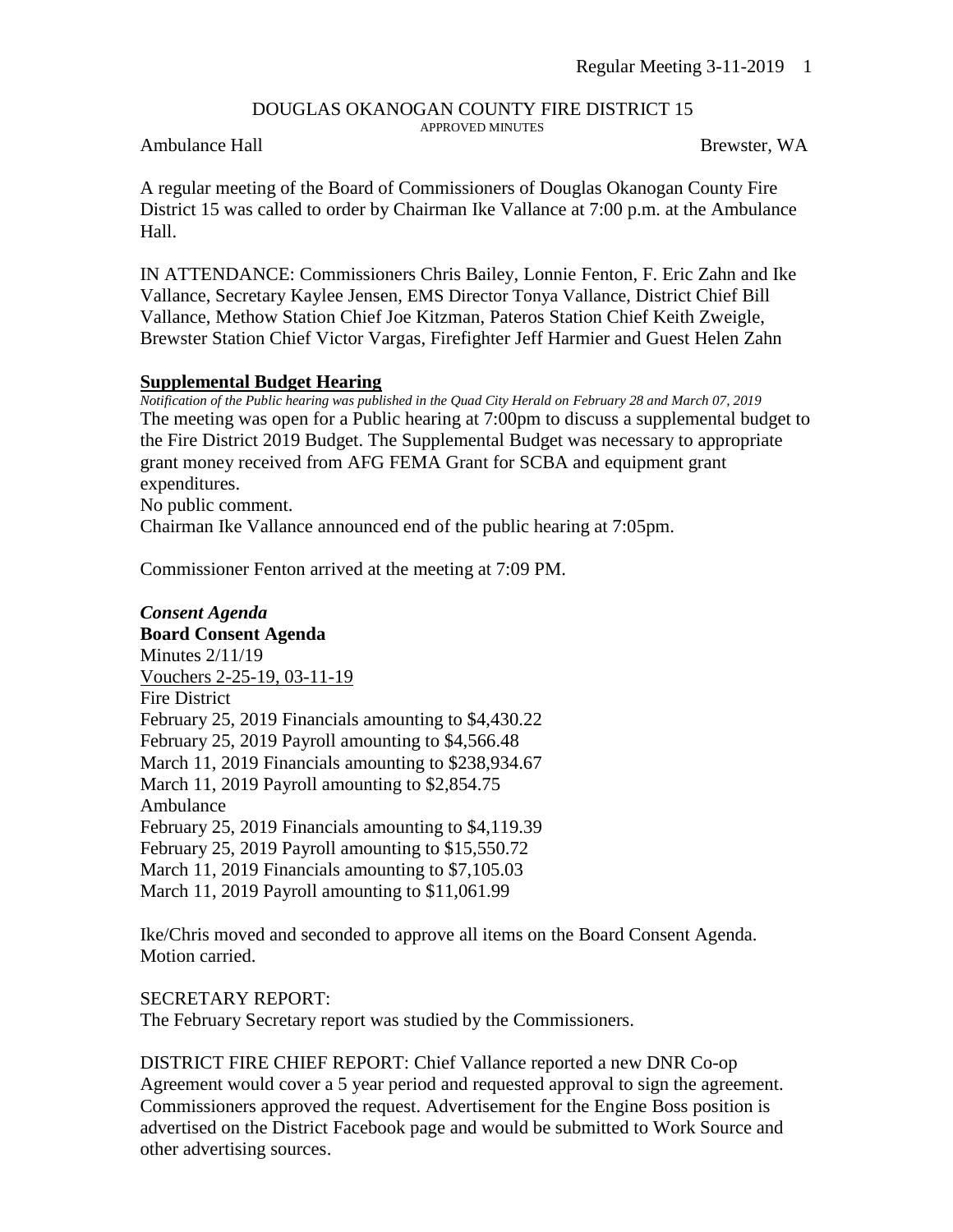# DOUGLAS OKANOGAN COUNTY FIRE DISTRICT 15

APPROVED MINUTES

Ambulance Hall Brewster, WA

A regular meeting of the Board of Commissioners of Douglas Okanogan County Fire District 15 was called to order by Chairman Ike Vallance at 7:00 p.m. at the Ambulance Hall.

IN ATTENDANCE: Commissioners Chris Bailey, Lonnie Fenton, F. Eric Zahn and Ike Vallance, Secretary Kaylee Jensen, EMS Director Tonya Vallance, District Chief Bill Vallance, Methow Station Chief Joe Kitzman, Pateros Station Chief Keith Zweigle, Brewster Station Chief Victor Vargas, Firefighter Jeff Harmier and Guest Helen Zahn

**Supplemental Budget Hearing**

*Notification of the Public hearing was published in the Quad City Herald on February 28 and March 07, 2019*

The meeting was open for a Public hearing at 7:00pm to discuss a supplemental budget to the Fire District 2019 Budget. The Supplemental Budget was necessary to appropriate grant money received from AFG FEMA Grant for SCBA and equipment grant expenditures.

No public comment.

Chairman Ike Vallance announced end of the public hearing at 7:05pm.

Commissioner Fenton arrived at the meeting at 7:09 PM.

***Consent Agenda***

**Board Consent Agenda**

Minutes 2/11/19

Vouchers 2-25-19, 03-11-19

Fire District

February 25, 2019 Financials amounting to $4,430.22

February 25, 2019 Payroll amounting to $4,566.48

March 11, 2019 Financials amounting to $238,934.67

March 11, 2019 Payroll amounting to $2,854.75

Ambulance

February 25, 2019 Financials amounting to $4,119.39

February 25, 2019 Payroll amounting to $15,550.72

March 11, 2019 Financials amounting to $7,105.03

March 11, 2019 Payroll amounting to $11,061.99

Ike/Chris moved and seconded to approve all items on the Board Consent Agenda. Motion carried.

SECRETARY REPORT:

The February Secretary report was studied by the Commissioners.

DISTRICT FIRE CHIEF REPORT: Chief Vallance reported a new DNR Co-op Agreement would cover a 5 year period and requested approval to sign the agreement. Commissioners approved the request. Advertisement for the Engine Boss position is advertised on the District Facebook page and would be submitted to Work Source and other advertising sources.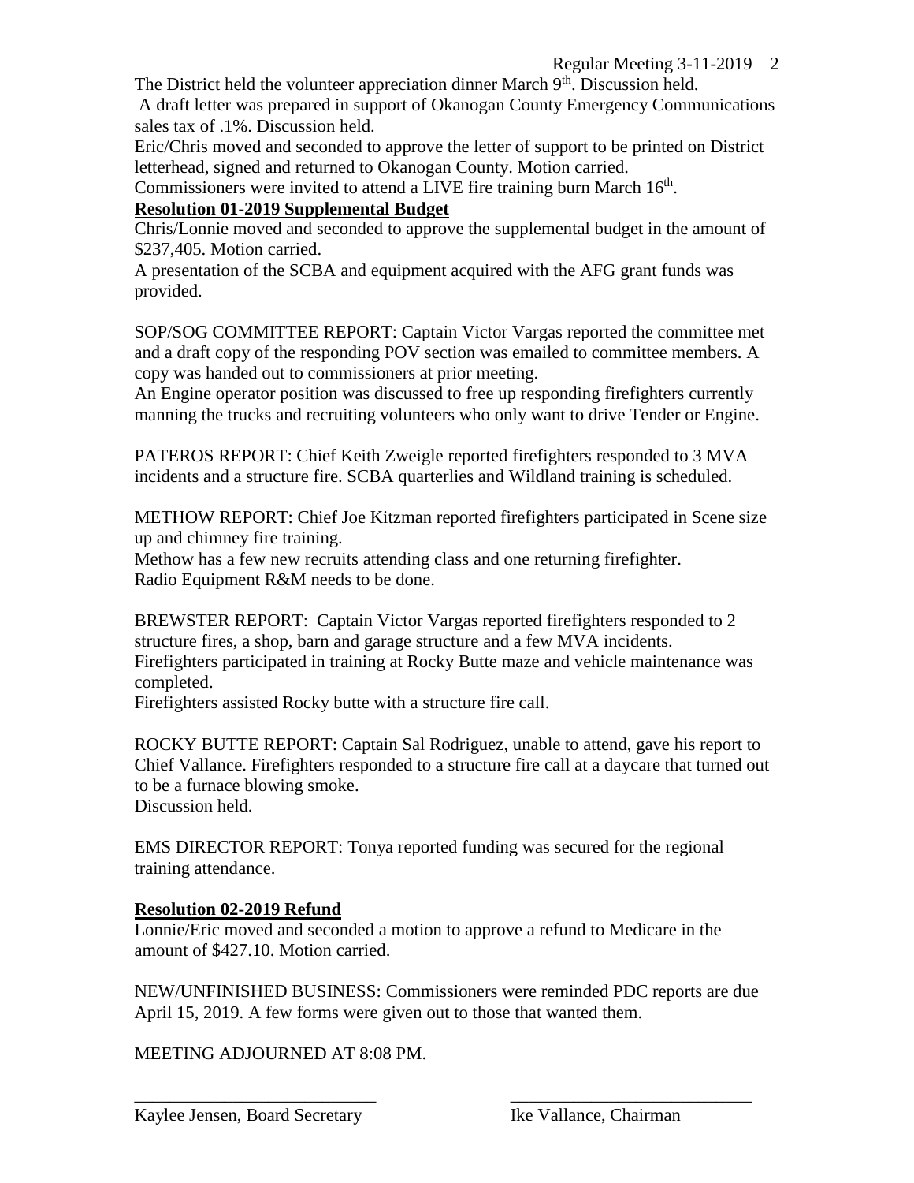The District held the volunteer appreciation dinner March 9th. Discussion held.
A draft letter was prepared in support of Okanogan County Emergency Communications sales tax of .1%. Discussion held.
Eric/Chris moved and seconded to approve the letter of support to be printed on District letterhead, signed and returned to Okanogan County. Motion carried.
Commissioners were invited to attend a LIVE fire training burn March 16th.

**Resolution 01-2019 Supplemental Budget**

Chris/Lonnie moved and seconded to approve the supplemental budget in the amount of $237,405. Motion carried.
A presentation of the SCBA and equipment acquired with the AFG grant funds was provided.

SOP/SOG COMMITTEE REPORT: Captain Victor Vargas reported the committee met and a draft copy of the responding POV section was emailed to committee members. A copy was handed out to commissioners at prior meeting.
An Engine operator position was discussed to free up responding firefighters currently manning the trucks and recruiting volunteers who only want to drive Tender or Engine.

PATEROS REPORT: Chief Keith Zweigle reported firefighters responded to 3 MVA incidents and a structure fire. SCBA quarterlies and Wildland training is scheduled.

METHOW REPORT: Chief Joe Kitzman reported firefighters participated in Scene size up and chimney fire training.
Methow has a few new recruits attending class and one returning firefighter.
Radio Equipment R&M needs to be done.

BREWSTER REPORT: Captain Victor Vargas reported firefighters responded to 2 structure fires, a shop, barn and garage structure and a few MVA incidents.
Firefighters participated in training at Rocky Butte maze and vehicle maintenance was completed.
Firefighters assisted Rocky butte with a structure fire call.

ROCKY BUTTE REPORT: Captain Sal Rodriguez, unable to attend, gave his report to Chief Vallance. Firefighters responded to a structure fire call at a daycare that turned out to be a furnace blowing smoke.
Discussion held.

EMS DIRECTOR REPORT: Tonya reported funding was secured for the regional training attendance.

**Resolution 02-2019 Refund**

Lonnie/Eric moved and seconded a motion to approve a refund to Medicare in the amount of $427.10. Motion carried.

NEW/UNFINISHED BUSINESS: Commissioners were reminded PDC reports are due April 15, 2019. A few forms were given out to those that wanted them.

MEETING ADJOURNED AT 8:08 PM.

___________________________ ___________________________

Kaylee Jensen, Board Secretary Ike Vallance, Chairman